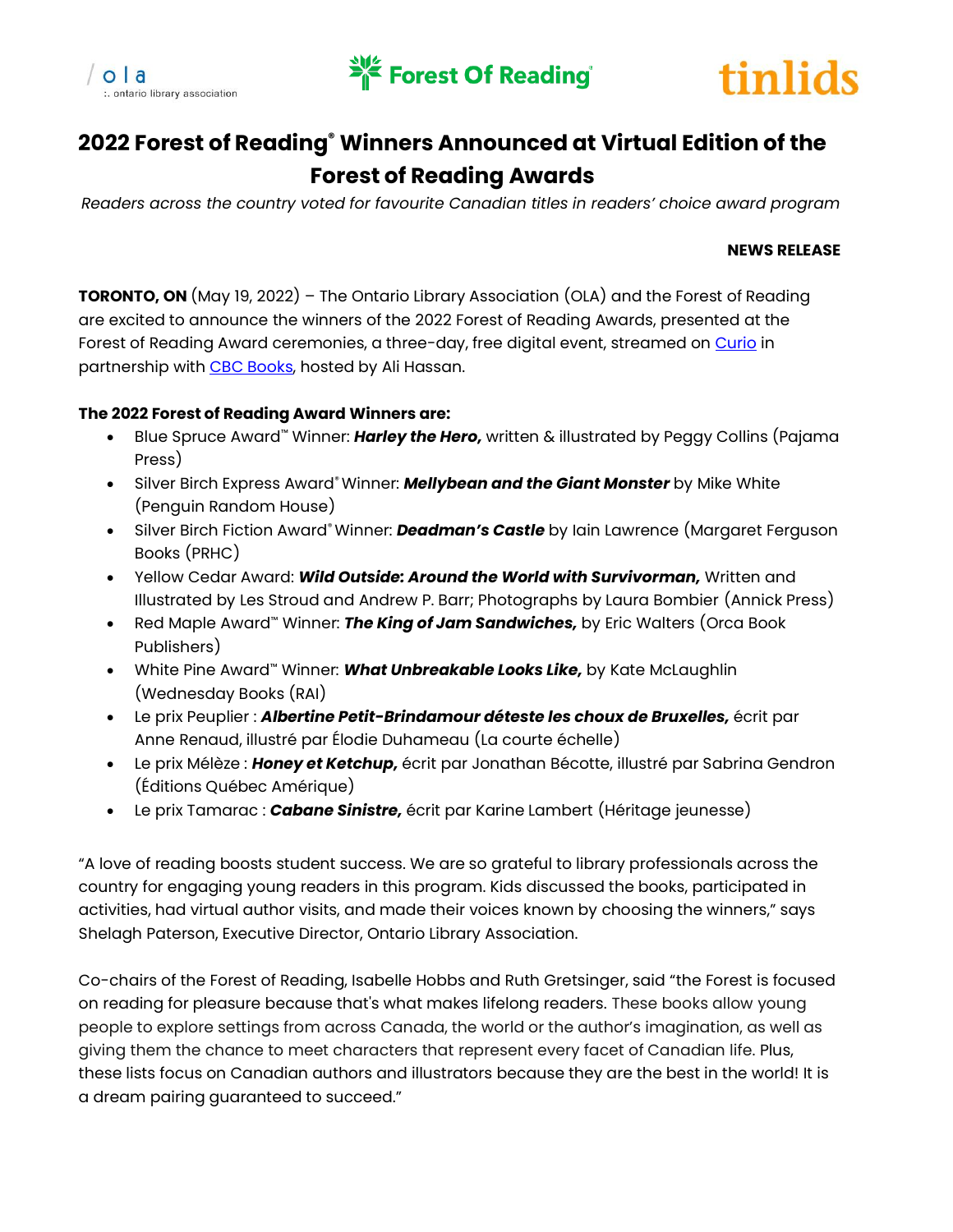ola :. ontario library association | Forest Of Reading | tinlids

# 2022 Forest of Reading® Winners Announced at Virtual Edition of the Forest of Reading Awards

*Readers across the country voted for favourite Canadian titles in readers' choice award program*

**NEWS RELEASE**

**TORONTO, ON** (May 19, 2022) – The Ontario Library Association (OLA) and the Forest of Reading are excited to announce the winners of the 2022 Forest of Reading Awards, presented at the Forest of Reading Award ceremonies, a three-day, free digital event, streamed on Curio in partnership with CBC Books, hosted by Ali Hassan.

**The 2022 Forest of Reading Award Winners are:**

- Blue Spruce Award™ Winner: ***Harley the Hero,*** written & illustrated by Peggy Collins (Pajama Press)
- Silver Birch Express Award® Winner: ***Mellybean and the Giant Monster*** by Mike White (Penguin Random House)
- Silver Birch Fiction Award® Winner: ***Deadman's Castle*** by Iain Lawrence (Margaret Ferguson Books (PRHC)
- Yellow Cedar Award: ***Wild Outside: Around the World with Survivorman,*** Written and Illustrated by Les Stroud and Andrew P. Barr; Photographs by Laura Bombier (Annick Press)
- Red Maple Award™ Winner: ***The King of Jam Sandwiches,*** by Eric Walters (Orca Book Publishers)
- White Pine Award™ Winner: ***What Unbreakable Looks Like,*** by Kate McLaughlin (Wednesday Books (RAI)
- Le prix Peuplier : ***Albertine Petit-Brindamour déteste les choux de Bruxelles,*** écrit par Anne Renaud, illustré par Élodie Duhameau (La courte échelle)
- Le prix Mélèze : ***Honey et Ketchup,*** écrit par Jonathan Bécotte, illustré par Sabrina Gendron (Éditions Québec Amérique)
- Le prix Tamarac : ***Cabane Sinistre,*** écrit par Karine Lambert (Héritage jeunesse)

"A love of reading boosts student success. We are so grateful to library professionals across the country for engaging young readers in this program. Kids discussed the books, participated in activities, had virtual author visits, and made their voices known by choosing the winners," says Shelagh Paterson, Executive Director, Ontario Library Association.

Co-chairs of the Forest of Reading, Isabelle Hobbs and Ruth Gretsinger, said "the Forest is focused on reading for pleasure because that's what makes lifelong readers. These books allow young people to explore settings from across Canada, the world or the author's imagination, as well as giving them the chance to meet characters that represent every facet of Canadian life. Plus, these lists focus on Canadian authors and illustrators because they are the best in the world! It is a dream pairing guaranteed to succeed."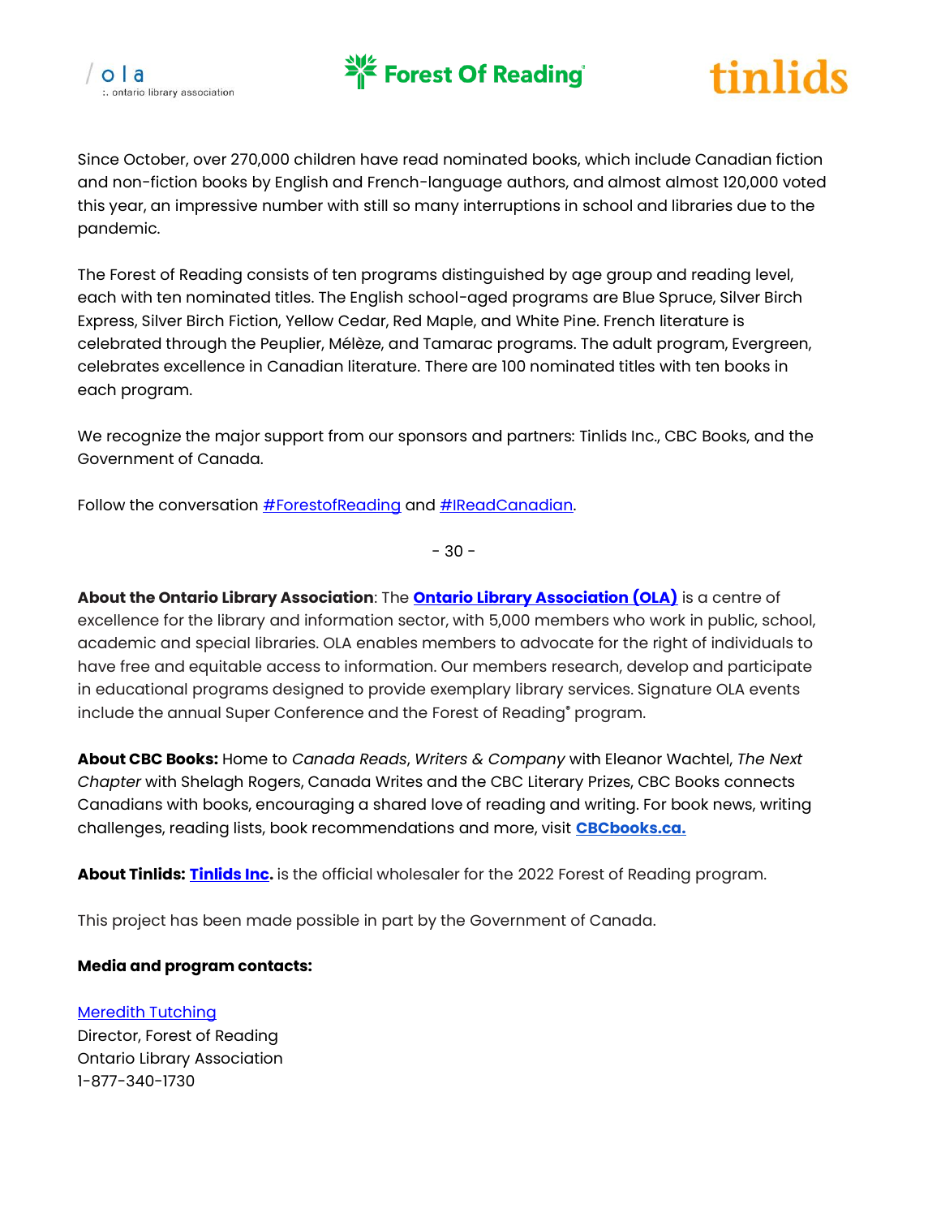Since October, over 270,000 children have read nominated books, which include Canadian fiction and non-fiction books by English and French-language authors, and almost almost 120,000 voted this year, an impressive number with still so many interruptions in school and libraries due to the pandemic.

The Forest of Reading consists of ten programs distinguished by age group and reading level, each with ten nominated titles. The English school-aged programs are Blue Spruce, Silver Birch Express, Silver Birch Fiction, Yellow Cedar, Red Maple, and White Pine. French literature is celebrated through the Peuplier, Mélèze, and Tamarac programs. The adult program, Evergreen, celebrates excellence in Canadian literature. There are 100 nominated titles with ten books in each program.

We recognize the major support from our sponsors and partners: Tinlids Inc., CBC Books, and the Government of Canada.

Follow the conversation #ForestofReading and #IReadCanadian.

- 30 -

**About the Ontario Library Association**: The **Ontario Library Association (OLA)** is a centre of excellence for the library and information sector, with 5,000 members who work in public, school, academic and special libraries. OLA enables members to advocate for the right of individuals to have free and equitable access to information. Our members research, develop and participate in educational programs designed to provide exemplary library services. Signature OLA events include the annual Super Conference and the Forest of Reading® program.

**About CBC Books:** Home to *Canada Reads*, *Writers & Company* with Eleanor Wachtel, *The Next Chapter* with Shelagh Rogers, Canada Writes and the CBC Literary Prizes, CBC Books connects Canadians with books, encouraging a shared love of reading and writing. For book news, writing challenges, reading lists, book recommendations and more, visit **CBCbooks.ca.**

**About Tinlids: Tinlids Inc.** is the official wholesaler for the 2022 Forest of Reading program.

This project has been made possible in part by the Government of Canada.

**Media and program contacts:**

Meredith Tutching
Director, Forest of Reading
Ontario Library Association
1-877-340-1730